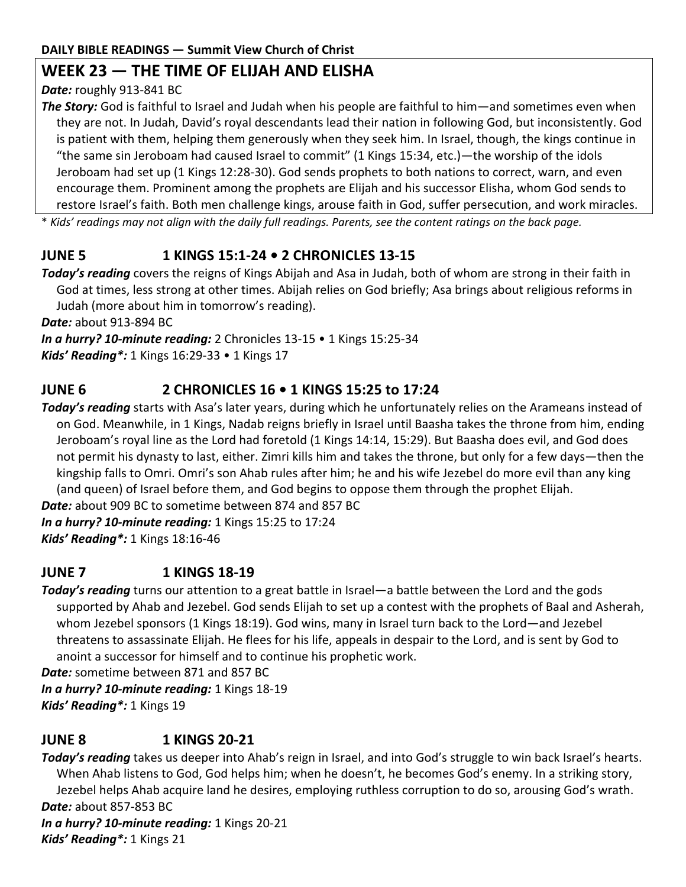**DAILY BIBLE READINGS — Summit View Church of Christ**

# WEEK 23 — THE TIME OF ELIJAH AND ELISHA

***Date:*** roughly 913-841 BC

***The Story:*** God is faithful to Israel and Judah when his people are faithful to him—and sometimes even when they are not. In Judah, David's royal descendants lead their nation in following God, but inconsistently. God is patient with them, helping them generously when they seek him. In Israel, though, the kings continue in "the same sin Jeroboam had caused Israel to commit" (1 Kings 15:34, etc.)—the worship of the idols Jeroboam had set up (1 Kings 12:28-30). God sends prophets to both nations to correct, warn, and even encourage them. Prominent among the prophets are Elijah and his successor Elisha, whom God sends to restore Israel's faith. Both men challenge kings, arouse faith in God, suffer persecution, and work miracles.

\* *Kids' readings may not align with the daily full readings. Parents, see the content ratings on the back page.*

## JUNE 5 — 1 KINGS 15:1-24 • 2 CHRONICLES 13-15

***Today's reading*** covers the reigns of Kings Abijah and Asa in Judah, both of whom are strong in their faith in God at times, less strong at other times. Abijah relies on God briefly; Asa brings about religious reforms in Judah (more about him in tomorrow's reading).

***Date:*** about 913-894 BC

***In a hurry? 10-minute reading:*** 2 Chronicles 13-15 • 1 Kings 15:25-34

***Kids' Reading\*:*** 1 Kings 16:29-33 • 1 Kings 17

## JUNE 6 — 2 CHRONICLES 16 • 1 KINGS 15:25 to 17:24

***Today's reading*** starts with Asa's later years, during which he unfortunately relies on the Arameans instead of on God. Meanwhile, in 1 Kings, Nadab reigns briefly in Israel until Baasha takes the throne from him, ending Jeroboam's royal line as the Lord had foretold (1 Kings 14:14, 15:29). But Baasha does evil, and God does not permit his dynasty to last, either. Zimri kills him and takes the throne, but only for a few days—then the kingship falls to Omri. Omri's son Ahab rules after him; he and his wife Jezebel do more evil than any king (and queen) of Israel before them, and God begins to oppose them through the prophet Elijah.

***Date:*** about 909 BC to sometime between 874 and 857 BC

***In a hurry? 10-minute reading:*** 1 Kings 15:25 to 17:24

***Kids' Reading\*:*** 1 Kings 18:16-46

## JUNE 7 — 1 KINGS 18-19

***Today's reading*** turns our attention to a great battle in Israel—a battle between the Lord and the gods supported by Ahab and Jezebel. God sends Elijah to set up a contest with the prophets of Baal and Asherah, whom Jezebel sponsors (1 Kings 18:19). God wins, many in Israel turn back to the Lord—and Jezebel threatens to assassinate Elijah. He flees for his life, appeals in despair to the Lord, and is sent by God to anoint a successor for himself and to continue his prophetic work.

***Date:*** sometime between 871 and 857 BC

***In a hurry? 10-minute reading:*** 1 Kings 18-19

***Kids' Reading\*:*** 1 Kings 19

## JUNE 8 — 1 KINGS 20-21

***Today's reading*** takes us deeper into Ahab's reign in Israel, and into God's struggle to win back Israel's hearts. When Ahab listens to God, God helps him; when he doesn't, he becomes God's enemy. In a striking story, Jezebel helps Ahab acquire land he desires, employing ruthless corruption to do so, arousing God's wrath.

***Date:*** about 857-853 BC

***In a hurry? 10-minute reading:*** 1 Kings 20-21

***Kids' Reading\*:*** 1 Kings 21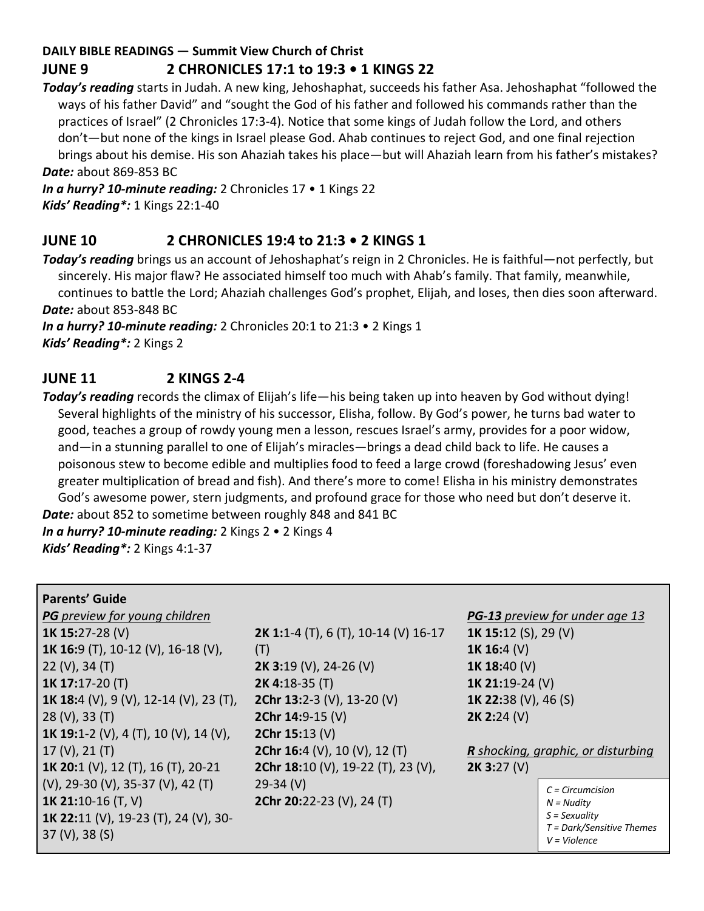**DAILY BIBLE READINGS — Summit View Church of Christ**

## JUNE 9 — 2 CHRONICLES 17:1 to 19:3 • 1 KINGS 22

***Today's reading*** starts in Judah. A new king, Jehoshaphat, succeeds his father Asa. Jehoshaphat "followed the ways of his father David" and "sought the God of his father and followed his commands rather than the practices of Israel" (2 Chronicles 17:3-4). Notice that some kings of Judah follow the Lord, and others don't—but none of the kings in Israel please God. Ahab continues to reject God, and one final rejection brings about his demise. His son Ahaziah takes his place—but will Ahaziah learn from his father's mistakes?

***Date:*** about 869-853 BC

***In a hurry? 10-minute reading:*** 2 Chronicles 17 • 1 Kings 22

***Kids' Reading*:*** 1 Kings 22:1-40

## JUNE 10 — 2 CHRONICLES 19:4 to 21:3 • 2 KINGS 1

***Today's reading*** brings us an account of Jehoshaphat's reign in 2 Chronicles. He is faithful—not perfectly, but sincerely. His major flaw? He associated himself too much with Ahab's family. That family, meanwhile, continues to battle the Lord; Ahaziah challenges God's prophet, Elijah, and loses, then dies soon afterward.

***Date:*** about 853-848 BC

***In a hurry? 10-minute reading:*** 2 Chronicles 20:1 to 21:3 • 2 Kings 1

***Kids' Reading*:*** 2 Kings 2

## JUNE 11 — 2 KINGS 2-4

***Today's reading*** records the climax of Elijah's life—his being taken up into heaven by God without dying! Several highlights of the ministry of his successor, Elisha, follow. By God's power, he turns bad water to good, teaches a group of rowdy young men a lesson, rescues Israel's army, provides for a poor widow, and—in a stunning parallel to one of Elijah's miracles—brings a dead child back to life. He causes a poisonous stew to become edible and multiplies food to feed a large crowd (foreshadowing Jesus' even greater multiplication of bread and fish). And there's more to come! Elisha in his ministry demonstrates God's awesome power, stern judgments, and profound grace for those who need but don't deserve it.

***Date:*** about 852 to sometime between roughly 848 and 841 BC

***In a hurry? 10-minute reading:*** 2 Kings 2 • 2 Kings 4

***Kids' Reading*:*** 2 Kings 4:1-37

**Parents' Guide**

***PG** preview for young children*

**1K 15:**27-28 (V)
**1K 16:**9 (T), 10-12 (V), 16-18 (V), 22 (V), 34 (T)
**1K 17:**17-20 (T)
**1K 18:**4 (V), 9 (V), 12-14 (V), 23 (T), 28 (V), 33 (T)
**1K 19:**1-2 (V), 4 (T), 10 (V), 14 (V), 17 (V), 21 (T)
**1K 20:**1 (V), 12 (T), 16 (T), 20-21 (V), 29-30 (V), 35-37 (V), 42 (T)
**1K 21:**10-16 (T, V)
**1K 22:**11 (V), 19-23 (T), 24 (V), 30-37 (V), 38 (S)
**2K 1:**1-4 (T), 6 (T), 10-14 (V) 16-17 (T)
**2K 3:**19 (V), 24-26 (V)
**2K 4:**18-35 (T)
**2Chr 13:**2-3 (V), 13-20 (V)
**2Chr 14:**9-15 (V)
**2Chr 15:**13 (V)
**2Chr 16:**4 (V), 10 (V), 12 (T)
**2Chr 18:**10 (V), 19-22 (T), 23 (V), 29-34 (V)
**2Chr 20:**22-23 (V), 24 (T)

***PG-13** preview for under age 13*

**1K 15:**12 (S), 29 (V)
**1K 16:**4 (V)
**1K 18:**40 (V)
**1K 21:**19-24 (V)
**1K 22:**38 (V), 46 (S)
**2K 2:**24 (V)

***R** shocking, graphic, or disturbing*

**2K 3:**27 (V)

*C = Circumcision*
*N = Nudity*
*S = Sexuality*
*T = Dark/Sensitive Themes*
*V = Violence*